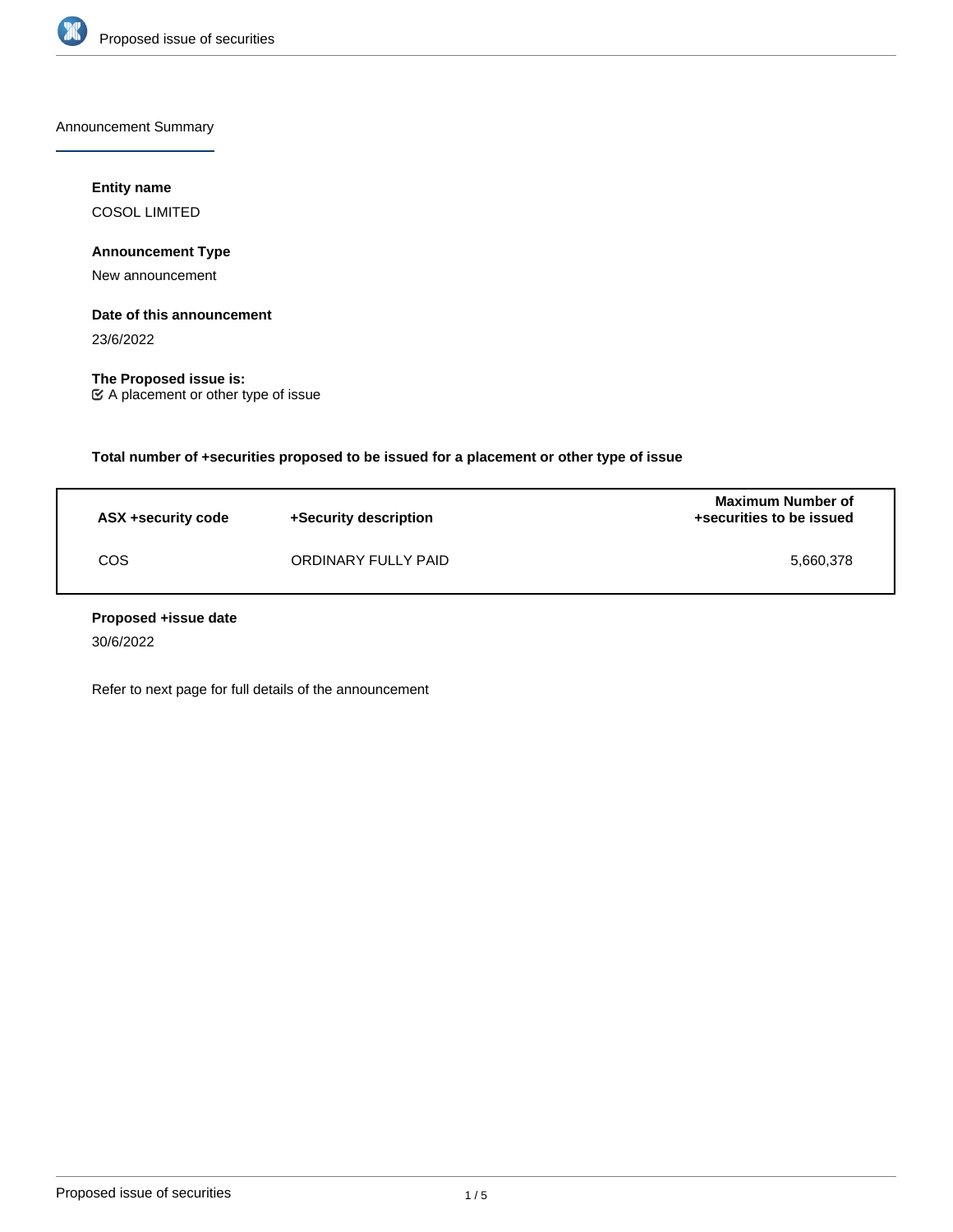Announcement Summary

**Entity name**

COSOL LIMITED

**Announcement Type**

New announcement

**Date of this announcement**

23/6/2022

**The Proposed issue is:**

☑ A placement or other type of issue

**Total number of +securities proposed to be issued for a placement or other type of issue**

| ASX +security code | +Security description | Maximum Number of +securities to be issued |
|---|---|---|
| COS | ORDINARY FULLY PAID | 5,660,378 |

**Proposed +issue date**

30/6/2022

Refer to next page for full details of the announcement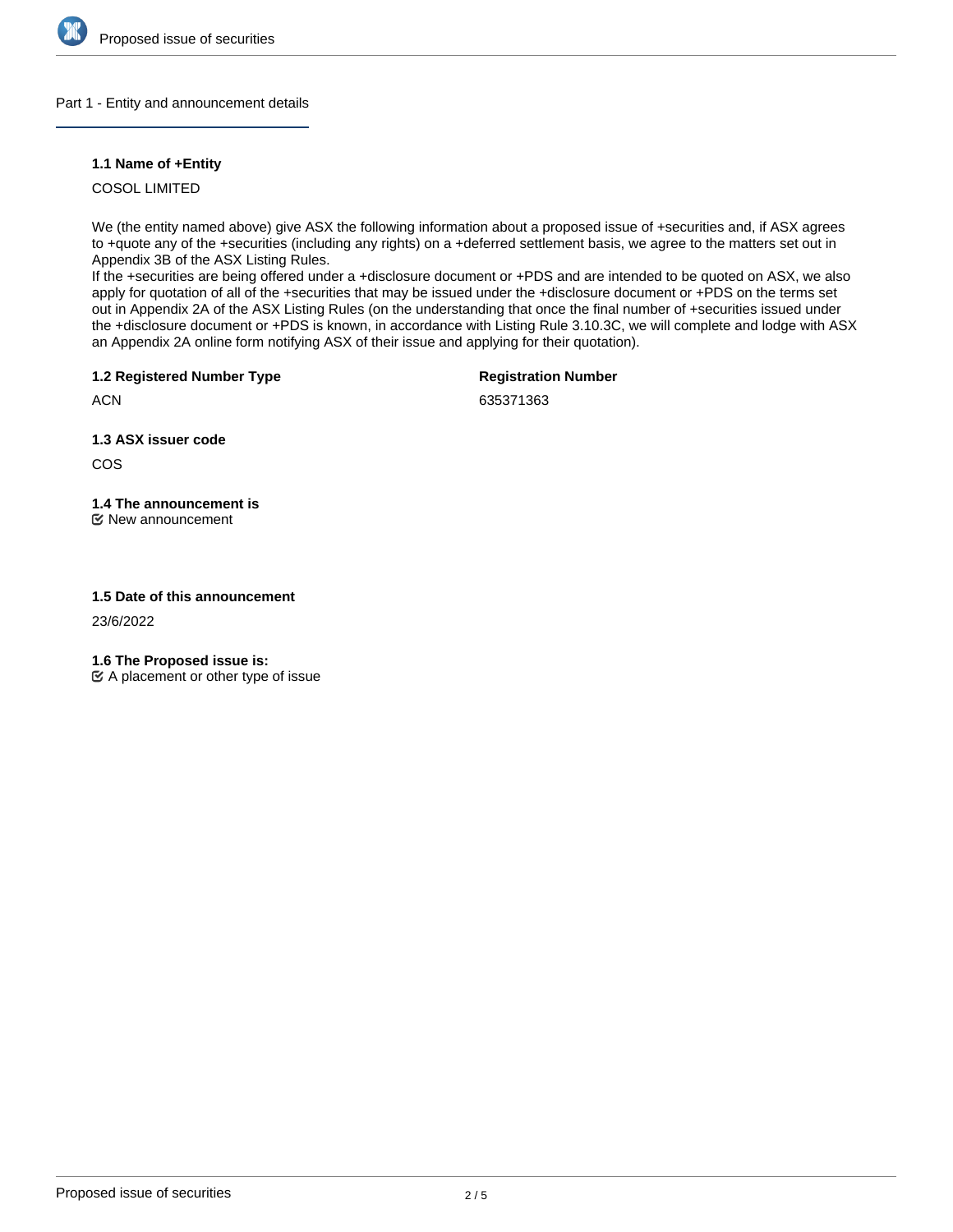## Part 1 - Entity and announcement details

### 1.1 Name of +Entity

COSOL LIMITED

We (the entity named above) give ASX the following information about a proposed issue of +securities and, if ASX agrees to +quote any of the +securities (including any rights) on a +deferred settlement basis, we agree to the matters set out in Appendix 3B of the ASX Listing Rules.
If the +securities are being offered under a +disclosure document or +PDS and are intended to be quoted on ASX, we also apply for quotation of all of the +securities that may be issued under the +disclosure document or +PDS on the terms set out in Appendix 2A of the ASX Listing Rules (on the understanding that once the final number of +securities issued under the +disclosure document or +PDS is known, in accordance with Listing Rule 3.10.3C, we will complete and lodge with ASX an Appendix 2A online form notifying ASX of their issue and applying for their quotation).

### 1.2 Registered Number Type

ACN

### Registration Number

635371363

### 1.3 ASX issuer code

COS

### 1.4 The announcement is

☑ New announcement

### 1.5 Date of this announcement

23/6/2022

### 1.6 The Proposed issue is:

☑ A placement or other type of issue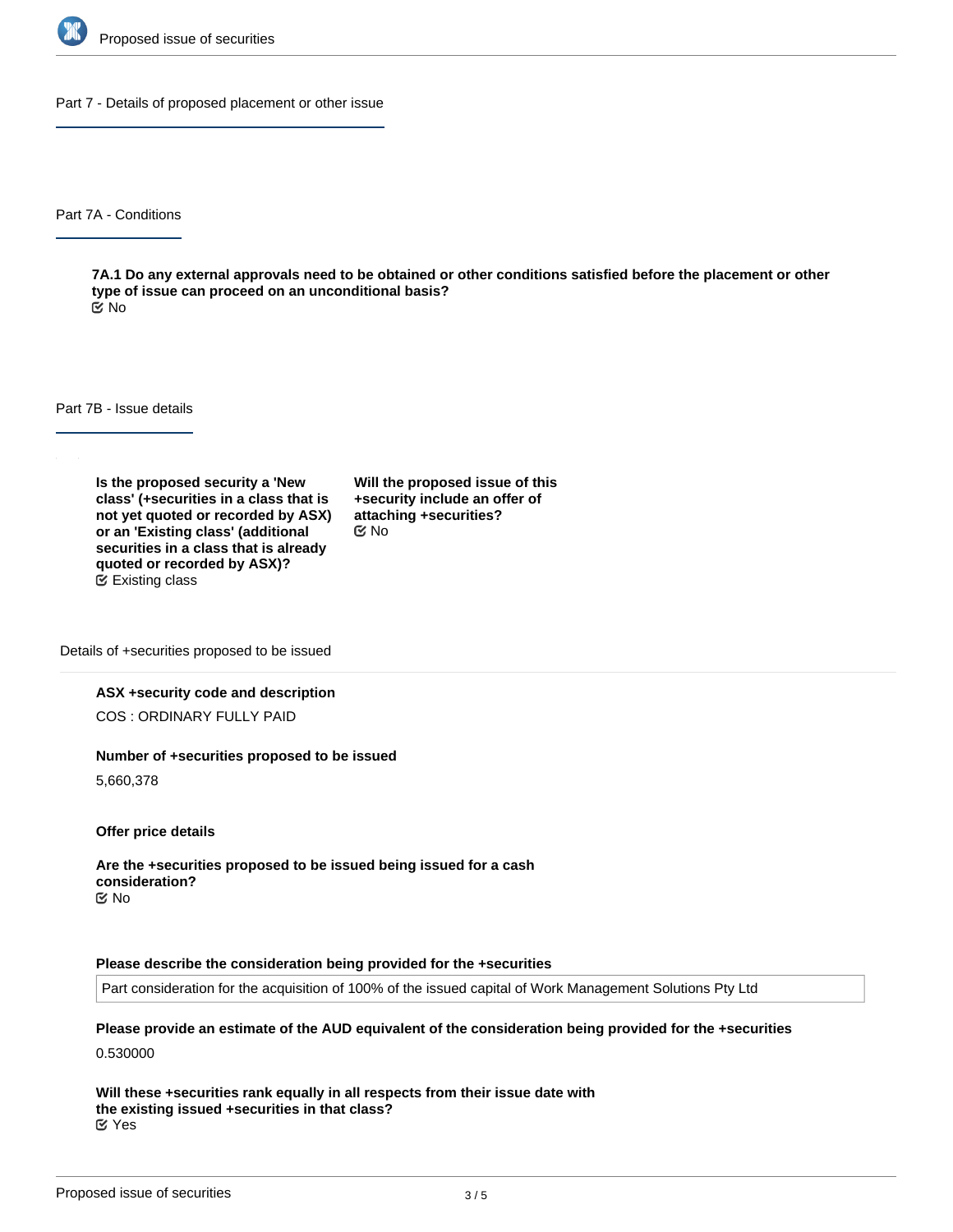## Part 7 - Details of proposed placement or other issue

### Part 7A - Conditions

**7A.1 Do any external approvals need to be obtained or other conditions satisfied before the placement or other type of issue can proceed on an unconditional basis?**

No

### Part 7B - Issue details

**Is the proposed security a 'New class' (+securities in a class that is not yet quoted or recorded by ASX) or an 'Existing class' (additional securities in a class that is already quoted or recorded by ASX)?**

Existing class

**Will the proposed issue of this +security include an offer of attaching +securities?**

No

#### Details of +securities proposed to be issued

**ASX +security code and description**

COS : ORDINARY FULLY PAID

**Number of +securities proposed to be issued**

5,660,378

**Offer price details**

**Are the +securities proposed to be issued being issued for a cash consideration?**

No

**Please describe the consideration being provided for the +securities**

Part consideration for the acquisition of 100% of the issued capital of Work Management Solutions Pty Ltd

**Please provide an estimate of the AUD equivalent of the consideration being provided for the +securities**

0.530000

**Will these +securities rank equally in all respects from their issue date with the existing issued +securities in that class?**

Yes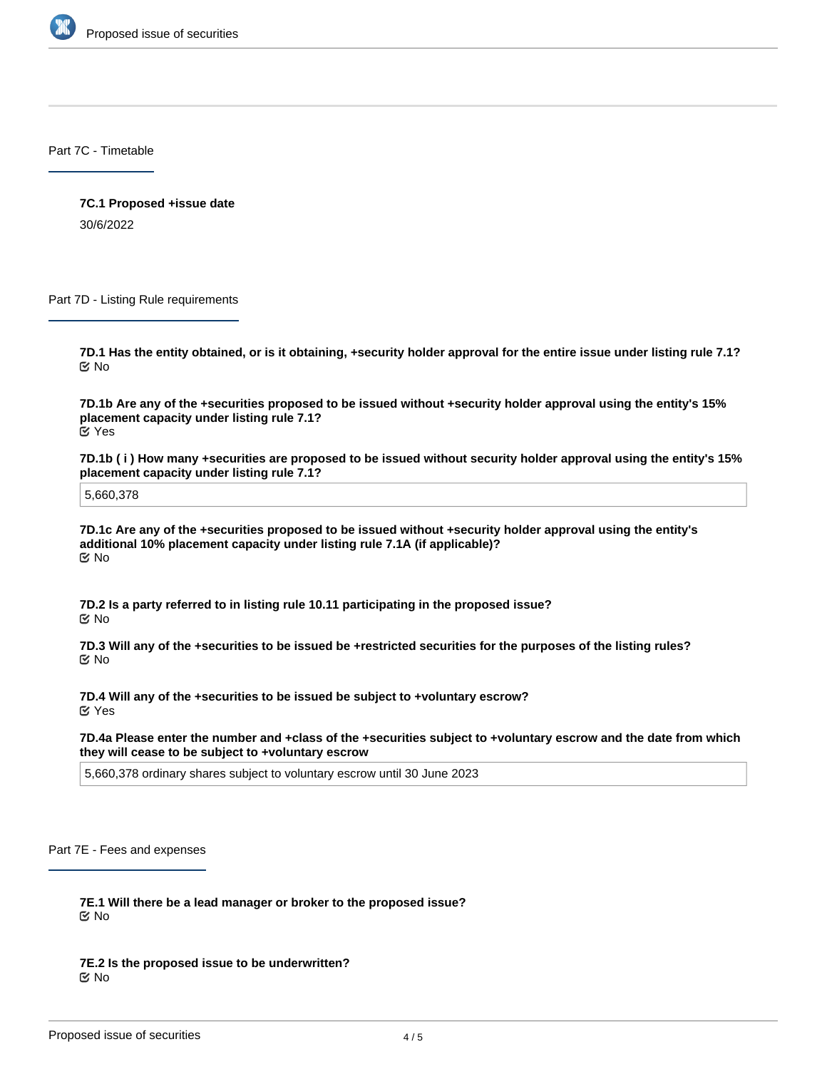## Part 7C - Timetable

**7C.1 Proposed +issue date**

30/6/2022

## Part 7D - Listing Rule requirements

**7D.1 Has the entity obtained, or is it obtaining, +security holder approval for the entire issue under listing rule 7.1?**

No

**7D.1b Are any of the +securities proposed to be issued without +security holder approval using the entity's 15% placement capacity under listing rule 7.1?**

Yes

**7D.1b ( i ) How many +securities are proposed to be issued without security holder approval using the entity's 15% placement capacity under listing rule 7.1?**

5,660,378

**7D.1c Are any of the +securities proposed to be issued without +security holder approval using the entity's additional 10% placement capacity under listing rule 7.1A (if applicable)?**

No

**7D.2 Is a party referred to in listing rule 10.11 participating in the proposed issue?**

No

**7D.3 Will any of the +securities to be issued be +restricted securities for the purposes of the listing rules?**

No

**7D.4 Will any of the +securities to be issued be subject to +voluntary escrow?**

Yes

**7D.4a Please enter the number and +class of the +securities subject to +voluntary escrow and the date from which they will cease to be subject to +voluntary escrow**

5,660,378 ordinary shares subject to voluntary escrow until 30 June 2023

## Part 7E - Fees and expenses

**7E.1 Will there be a lead manager or broker to the proposed issue?**

No

**7E.2 Is the proposed issue to be underwritten?**

No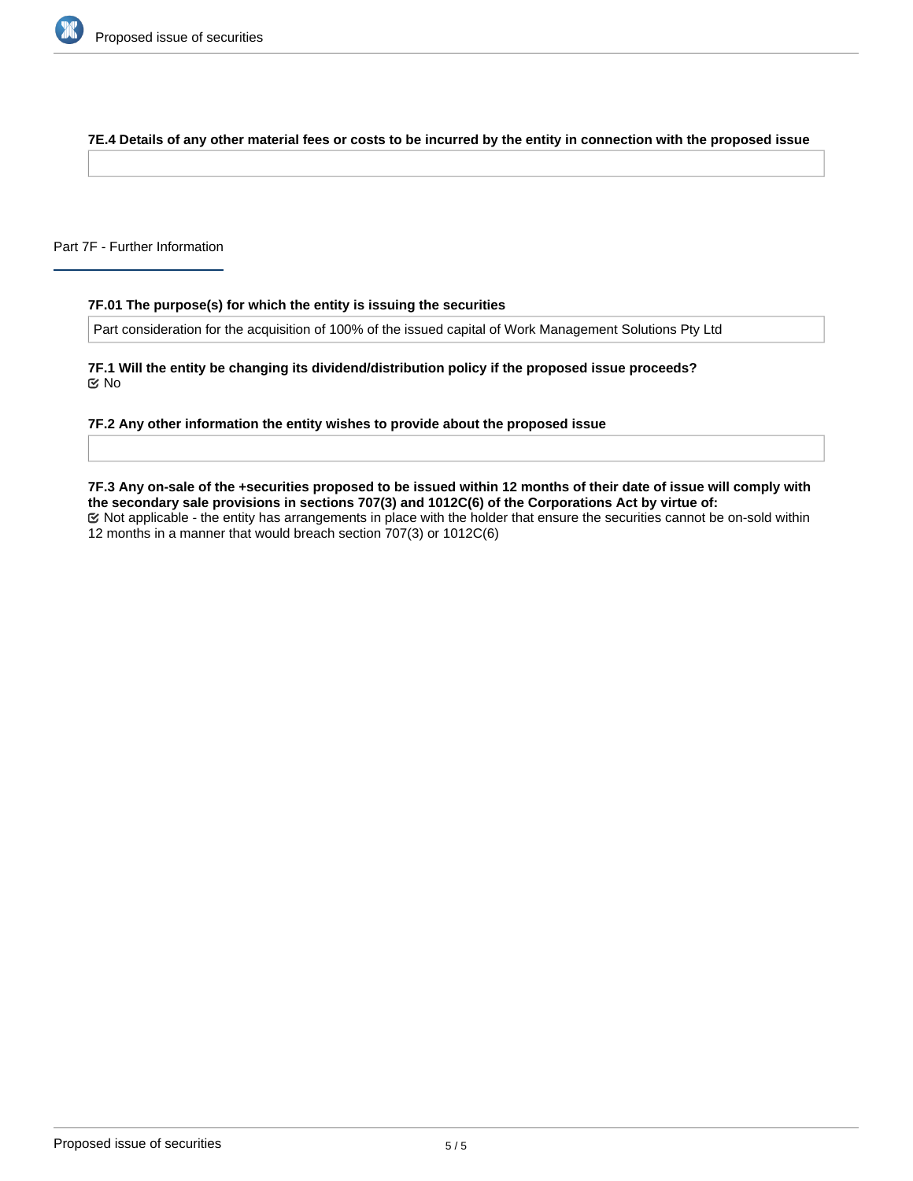**7E.4 Details of any other material fees or costs to be incurred by the entity in connection with the proposed issue**

## Part 7F - Further Information

**7F.01 The purpose(s) for which the entity is issuing the securities**

Part consideration for the acquisition of 100% of the issued capital of Work Management Solutions Pty Ltd

**7F.1 Will the entity be changing its dividend/distribution policy if the proposed issue proceeds?**

No

**7F.2 Any other information the entity wishes to provide about the proposed issue**

**7F.3 Any on-sale of the +securities proposed to be issued within 12 months of their date of issue will comply with the secondary sale provisions in sections 707(3) and 1012C(6) of the Corporations Act by virtue of:**

Not applicable - the entity has arrangements in place with the holder that ensure the securities cannot be on-sold within 12 months in a manner that would breach section 707(3) or 1012C(6)